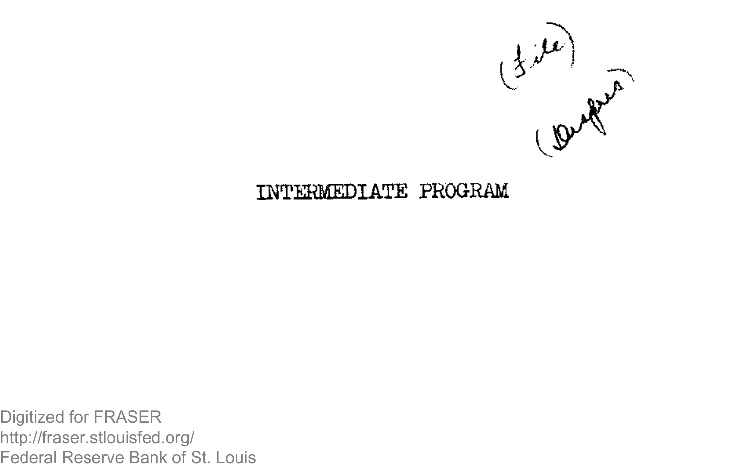(File)

(Dupes)

# INTERMEDIATE PROGRAM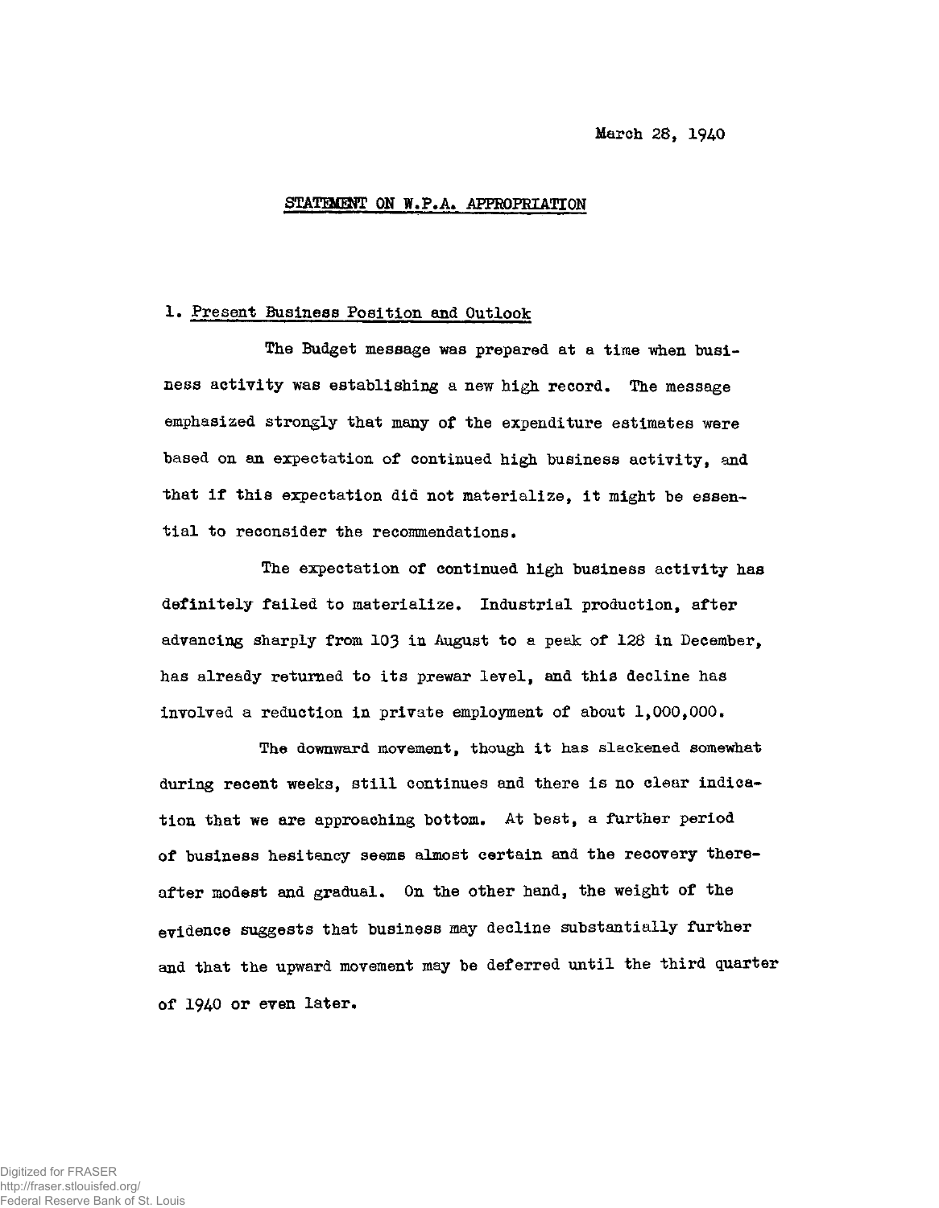March 28, 1940

## STATEMENT ON W.P.A. APPROPRIATION

### 1. Present Business Position and Outlook

The Budget message was prepared at a time when business activity was establishing a new high record. The message emphasized strongly that many of the expenditure estimates were based on an expectation of continued high business activity, and that if this expectation did not materialize, it might be essential to reconsider the recommendations.

The expectation of continued high business activity has definitely failed to materialize. Industrial production, after advancing sharply from 103 in August to a peak of 128 in December, has already returned to its prewar level, and this decline has involved a reduction in private employment of about 1,000,000.

The downward movement, though it has slackened somewhat during recent weeks, still continues and there is no clear indication that we are approaching bottom. At best, a further period of business hesitancy seems almost certain and the recovery thereafter modest and gradual. On the other hand, the weight of the evidence suggests that business may decline substantially further and that the upward movement may be deferred until the third quarter of 1940 or even later.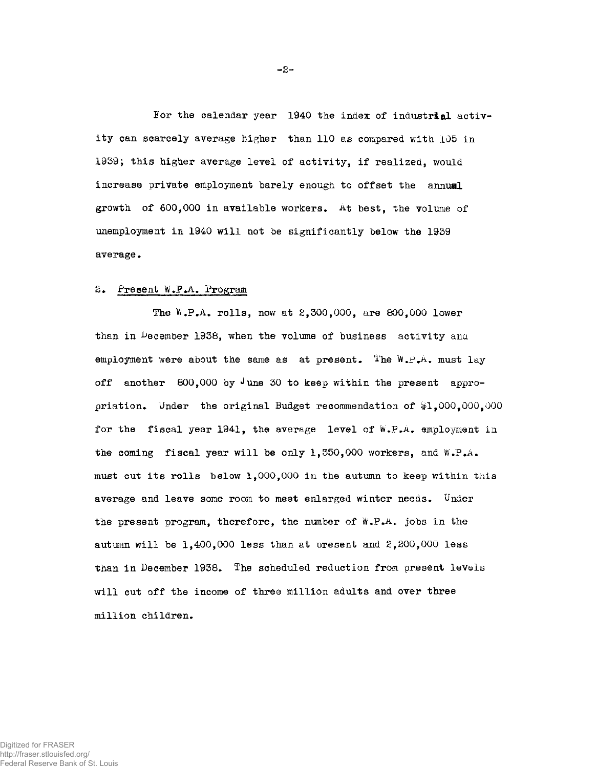For the calendar year 1940 the index of industrial activity can scarcely average higher than 110 as compared with 105 in 1939; this higher average level of activity, if realized, would increase private employment barely enough to offset the annual growth of 600,000 in available workers. At best, the volume of unemployment in 1940 will not be significantly below the 1939 average.

2. Present W.P.A. Program

The W.P.A. rolls, now at 2,300,000, are 800,000 lower than in December 1938, when the volume of business activity and employment were about the same as at present. The W.P.A. must lay off another 800,000 by June 30 to keep within the present appropriation. Under the original Budget recommendation of $1,000,000,000 for the fiscal year 1941, the average level of W.P.A. employment in the coming fiscal year will be only 1,350,000 workers, and W.P.A. must cut its rolls below 1,000,000 in the autumn to keep within this average and leave some room to meet enlarged winter needs. Under the present program, therefore, the number of W.P.A. jobs in the autumn will be 1,400,000 less than at present and 2,200,000 less than in December 1938. The scheduled reduction from present levels will cut off the income of three million adults and over three million children.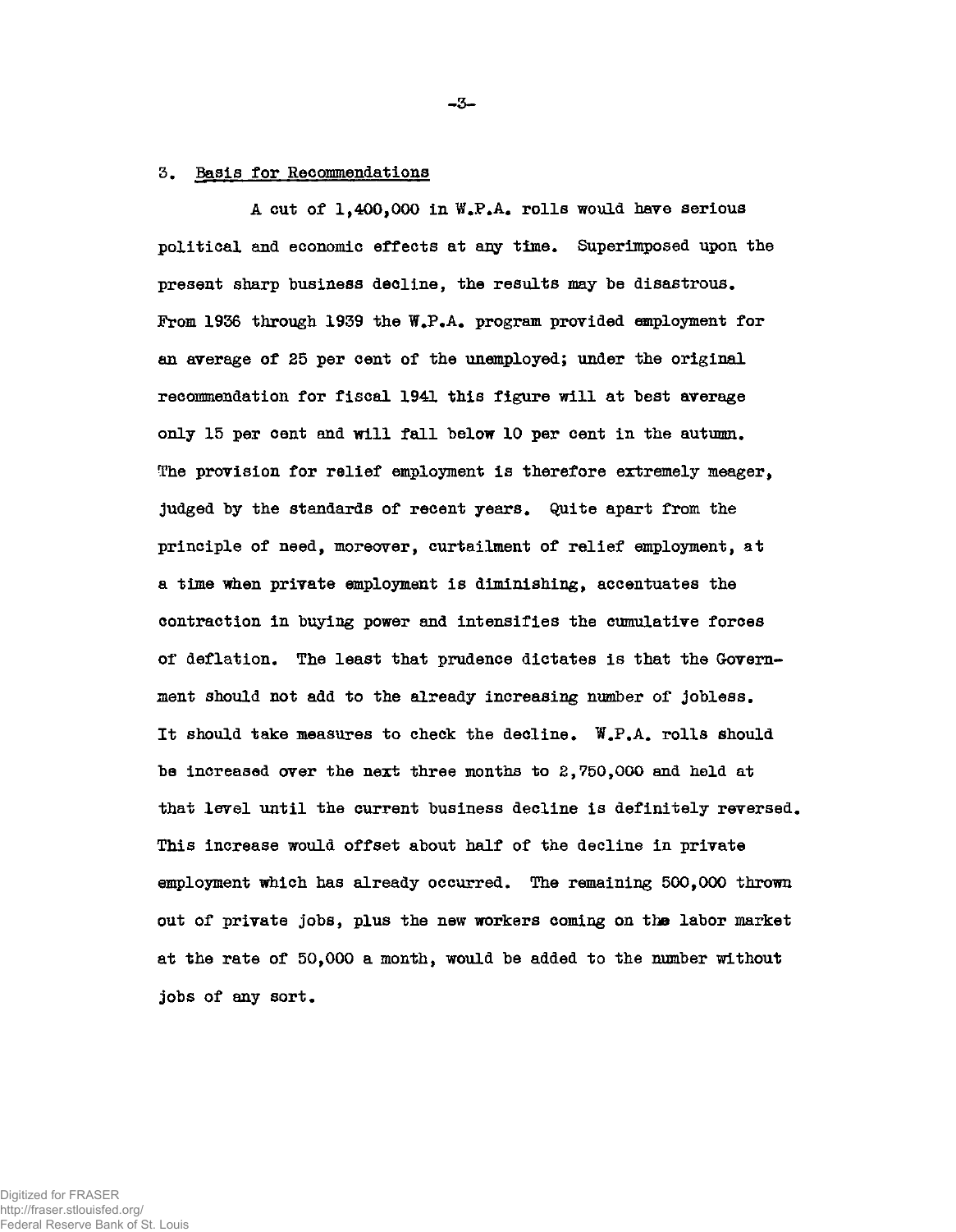## 3. Basis for Recommendations

A cut of 1,400,000 in W.P.A. rolls would have serious political and economic effects at any time. Superimposed upon the present sharp business decline, the results may be disastrous. From 1936 through 1939 the W.P.A. program provided employment for an average of 25 per cent of the unemployed; under the original recommendation for fiscal 1941 this figure will at best average only 15 per cent and will fall below 10 per cent in the autumn. The provision for relief employment is therefore extremely meager, judged by the standards of recent years. Quite apart from the principle of need, moreover, curtailment of relief employment, at a time when private employment is diminishing, accentuates the contraction in buying power and intensifies the cumulative forces of deflation. The least that prudence dictates is that the Government should not add to the already increasing number of jobless. It should take measures to check the decline. W.P.A. rolls should be increased over the next three months to 2,750,000 and held at that level until the current business decline is definitely reversed. This increase would offset about half of the decline in private employment which has already occurred. The remaining 500,000 thrown out of private jobs, plus the new workers coming on the labor market at the rate of 50,000 a month, would be added to the number without jobs of any sort.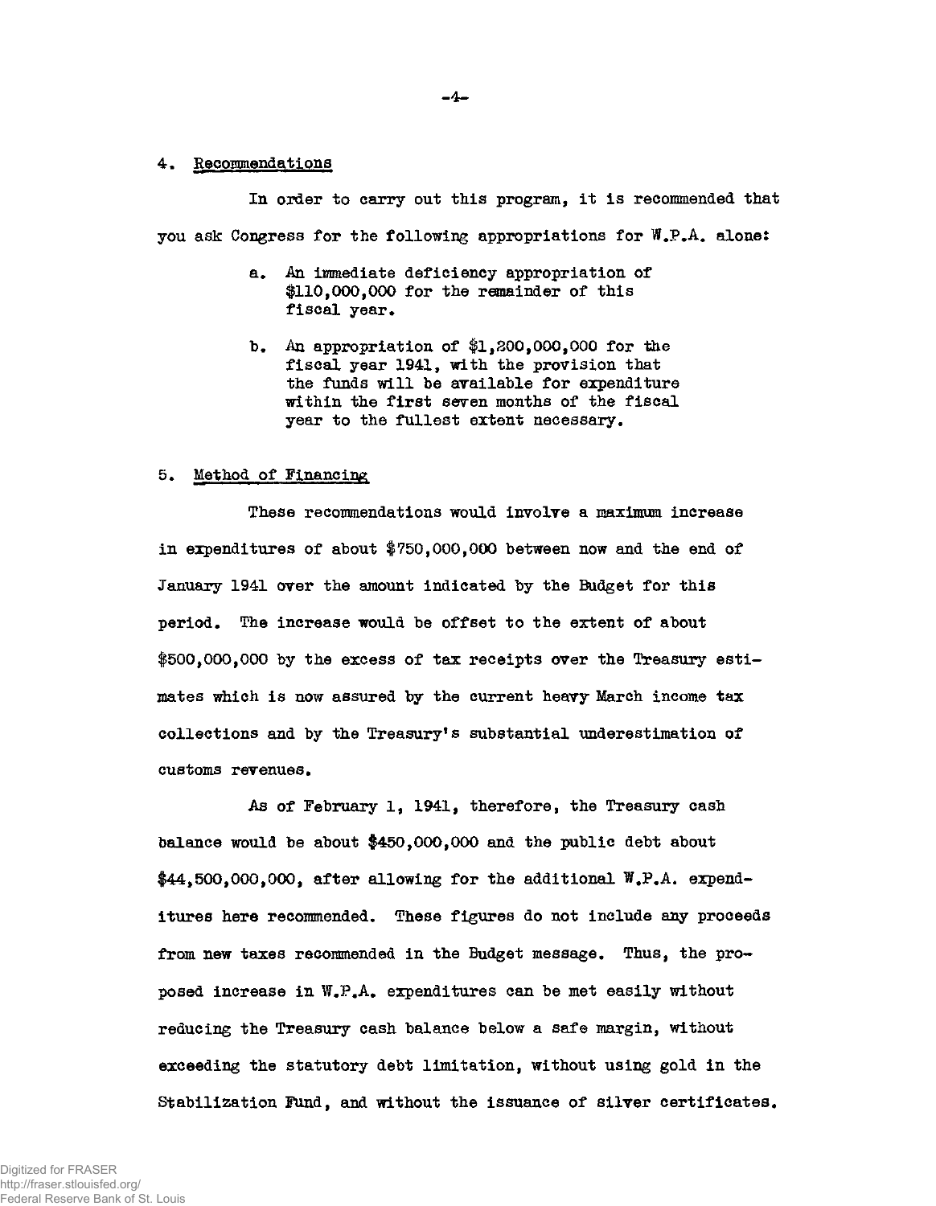4. Recommendations

In order to carry out this program, it is recommended that you ask Congress for the following appropriations for W.P.A. alone:

a. An immediate deficiency appropriation of $110,000,000 for the remainder of this fiscal year.

b. An appropriation of $1,200,000,000 for the fiscal year 1941, with the provision that the funds will be available for expenditure within the first seven months of the fiscal year to the fullest extent necessary.

5. Method of Financing

These recommendations would involve a maximum increase in expenditures of about $750,000,000 between now and the end of January 1941 over the amount indicated by the Budget for this period. The increase would be offset to the extent of about $500,000,000 by the excess of tax receipts over the Treasury estimates which is now assured by the current heavy March income tax collections and by the Treasury's substantial underestimation of customs revenues.

As of February 1, 1941, therefore, the Treasury cash balance would be about $450,000,000 and the public debt about $44,500,000,000, after allowing for the additional W.P.A. expenditures here recommended. These figures do not include any proceeds from new taxes recommended in the Budget message. Thus, the proposed increase in W.P.A. expenditures can be met easily without reducing the Treasury cash balance below a safe margin, without exceeding the statutory debt limitation, without using gold in the Stabilization Fund, and without the issuance of silver certificates.